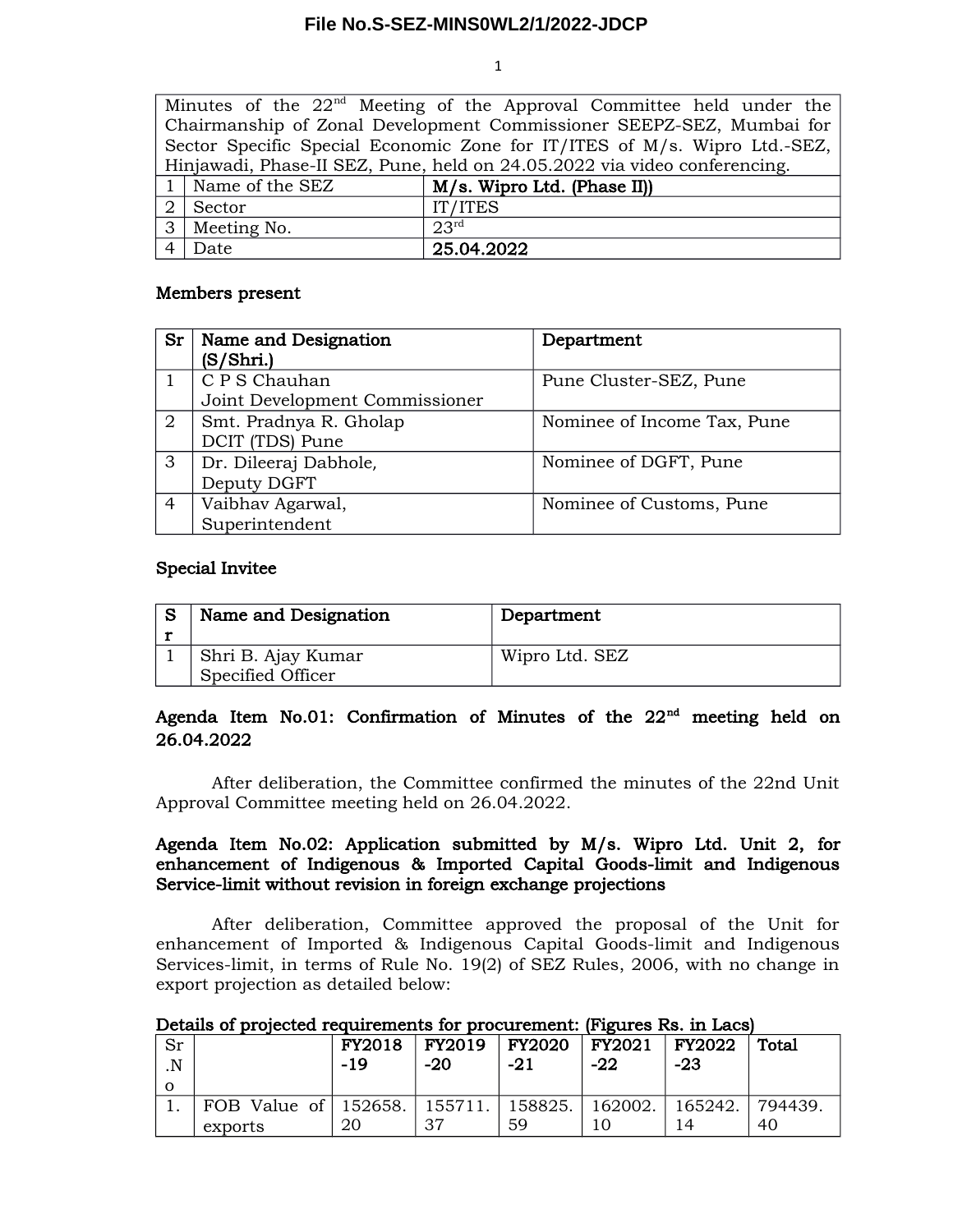File No.S-SEZ-MINS0WL2/1/2022-JDCP

| Minutes of the 22nd Meeting of the Approval Committee held under the Chairmanship of Zonal Development Commissioner SEEPZ-SEZ, Mumbai for Sector Specific Special Economic Zone for IT/ITES of M/s. Wipro Ltd.-SEZ, Hinjawadi, Phase-II SEZ, Pune, held on 24.05.2022 via video conferencing. | | |
|---|---|---|
| 1 | Name of the SEZ | **M/s. Wipro Ltd. (Phase II))** |
| 2 | Sector | IT/ITES |
| 3 | Meeting No. | 23rd |
| 4 | Date | **25.04.2022** |

**Members present**

| Sr | Name and Designation (S/Shri.) | Department |
|---|---|---|
| 1 | C P S Chauhan<br>Joint Development Commissioner | Pune Cluster-SEZ, Pune |
| 2 | Smt. Pradnya R. Gholap<br>DCIT (TDS) Pune | Nominee of Income Tax, Pune |
| 3 | Dr. Dileeraj Dabhole,<br>Deputy DGFT | Nominee of DGFT, Pune |
| 4 | Vaibhav Agarwal,<br>Superintendent | Nominee of Customs, Pune |

**Special Invitee**

| Sr | Name and Designation | Department |
|---|---|---|
| 1 | Shri B. Ajay Kumar<br>Specified Officer | Wipro Ltd. SEZ |

**Agenda Item No.01: Confirmation of Minutes of the 22nd meeting held on 26.04.2022**

After deliberation, the Committee confirmed the minutes of the 22nd Unit Approval Committee meeting held on 26.04.2022.

**Agenda Item No.02: Application submitted by M/s. Wipro Ltd. Unit 2, for enhancement of Indigenous & Imported Capital Goods-limit and Indigenous Service-limit without revision in foreign exchange projections**

After deliberation, Committee approved the proposal of the Unit for enhancement of Imported & Indigenous Capital Goods-limit and Indigenous Services-limit, in terms of Rule No. 19(2) of SEZ Rules, 2006, with no change in export projection as detailed below:

**Details of projected requirements for procurement: (Figures Rs. in Lacs)**

| Sr.No | | FY2018-19 | FY2019-20 | FY2020-21 | FY2021-22 | FY2022-23 | Total |
|---|---|---|---|---|---|---|---|
| 1. | FOB Value of exports | 152658.20 | 155711.37 | 158825.59 | 162002.10 | 165242.14 | 794439.40 |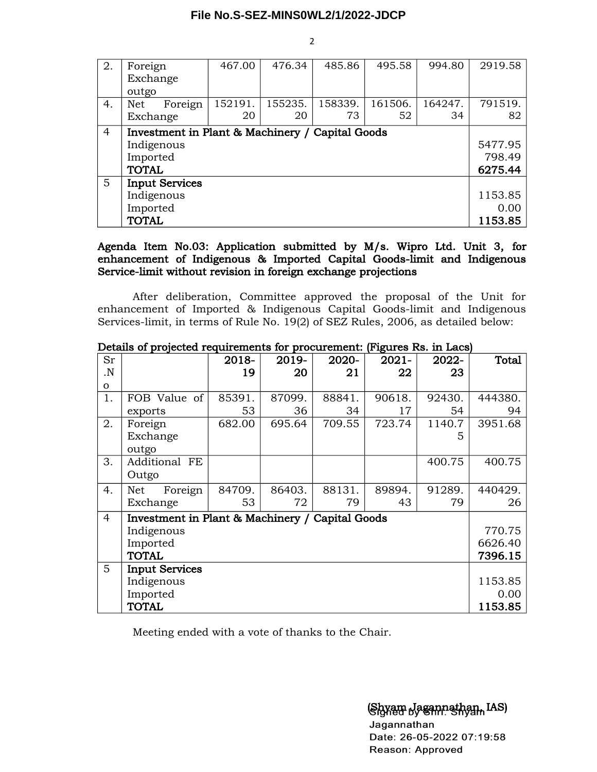| 2. | Foreign Exchange outgo | 467.00 | 476.34 | 485.86 | 495.58 | 994.80 | 2919.58 |
|---|---|---|---|---|---|---|---|
| 4. | Net Foreign Exchange | 152191.20 | 155235.20 | 158339.73 | 161506.52 | 164247.34 | 791519.82 |
| 4 | **Investment in Plant & Machinery / Capital Goods** | | | | | | |
| | Indigenous | | | | | | 5477.95 |
| | Imported | | | | | | 798.49 |
| | **TOTAL** | | | | | | **6275.44** |
| 5 | **Input Services** | | | | | | |
| | Indigenous | | | | | | 1153.85 |
| | Imported | | | | | | 0.00 |
| | **TOTAL** | | | | | | **1153.85** |

**Agenda Item No.03: Application submitted by M/s. Wipro Ltd. Unit 3, for enhancement of Indigenous & Imported Capital Goods-limit and Indigenous Service-limit without revision in foreign exchange projections**

After deliberation, Committee approved the proposal of the Unit for enhancement of Imported & Indigenous Capital Goods-limit and Indigenous Services-limit, in terms of Rule No. 19(2) of SEZ Rules, 2006, as detailed below:

**Details of projected requirements for procurement: (Figures Rs. in Lacs)**

| Sr.No | | 2018-19 | 2019-20 | 2020-21 | 2021-22 | 2022-23 | Total |
|---|---|---|---|---|---|---|---|
| 1. | FOB Value of exports | 85391.53 | 87099.36 | 88841.34 | 90618.17 | 92430.54 | 444380.94 |
| 2. | Foreign Exchange outgo | 682.00 | 695.64 | 709.55 | 723.74 | 1140.75 | 3951.68 |
| 3. | Additional FE Outgo | | | | | 400.75 | 400.75 |
| 4. | Net Foreign Exchange | 84709.53 | 86403.72 | 88131.79 | 89894.43 | 91289.79 | 440429.26 |
| 4 | **Investment in Plant & Machinery / Capital Goods** | | | | | | |
| | Indigenous | | | | | | 770.75 |
| | Imported | | | | | | 6626.40 |
| | **TOTAL** | | | | | | **7396.15** |
| 5 | **Input Services** | | | | | | |
| | Indigenous | | | | | | 1153.85 |
| | Imported | | | | | | 0.00 |
| | **TOTAL** | | | | | | **1153.85** |

Meeting ended with a vote of thanks to the Chair.

(Shyam Jagannathan, IAS)

Signed by Shri. Shyam Jagannathan
Date: 26-05-2022 07:19:58
Reason: Approved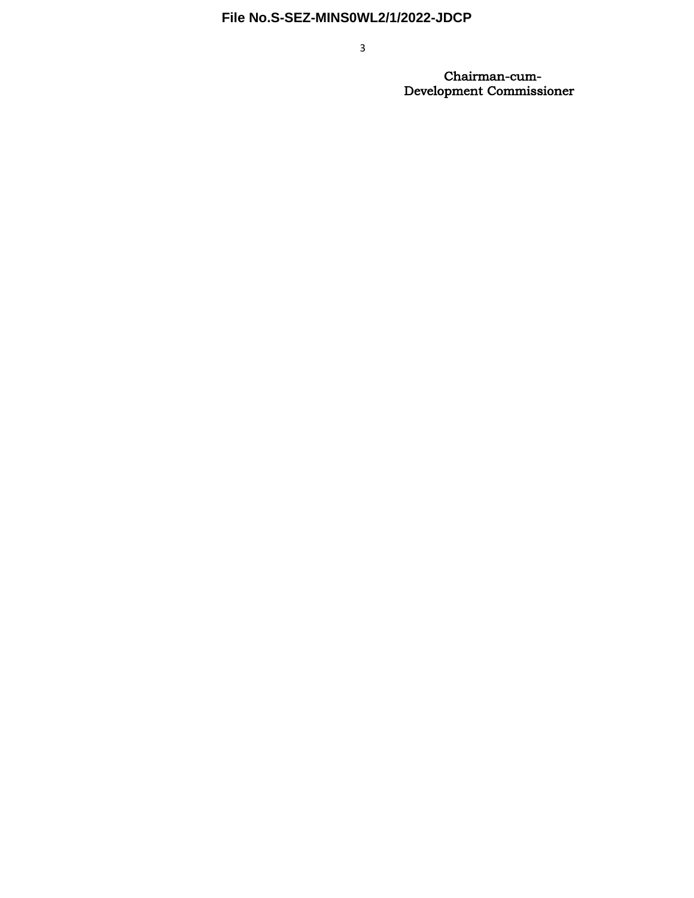Chairman-cum-
Development Commissioner